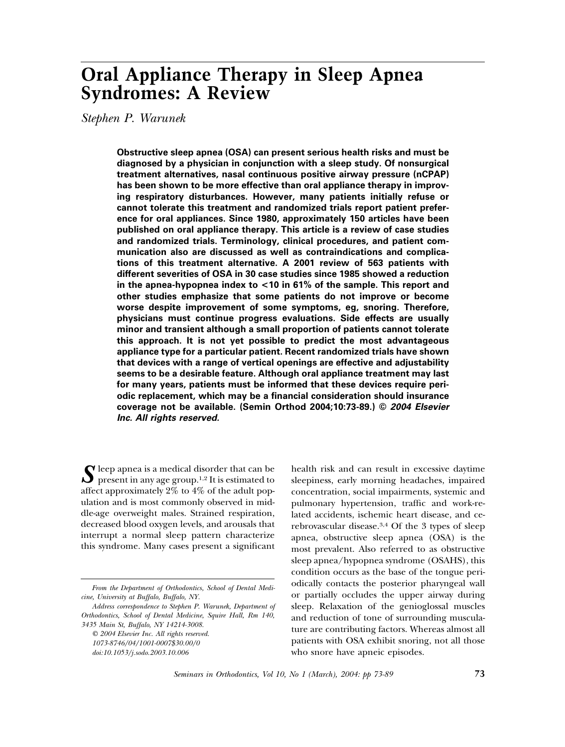# Oral Appliance Therapy in Sleep Apnea Syndromes: A Review

*Stephen P. Warunek*

**Obstructive sleep apnea (OSA) can present serious health risks and must be diagnosed by a physician in conjunction with a sleep study. Of nonsurgical treatment alternatives, nasal continuous positive airway pressure (nCPAP) has been shown to be more effective than oral appliance therapy in improving respiratory disturbances. However, many patients initially refuse or cannot tolerate this treatment and randomized trials report patient preference for oral appliances. Since 1980, approximately 150 articles have been published on oral appliance therapy. This article is a review of case studies and randomized trials. Terminology, clinical procedures, and patient communication also are discussed as well as contraindications and complications of this treatment alternative. A 2001 review of 563 patients with different severities of OSA in 30 case studies since 1985 showed a reduction in the apnea-hypopnea index to <10 in 61% of the sample. This report and other studies emphasize that some patients do not improve or become worse despite improvement of some symptoms, eg, snoring. Therefore, physicians must continue progress evaluations. Side effects are usually minor and transient although a small proportion of patients cannot tolerate this approach. It is not yet possible to predict the most advantageous appliance type for a particular patient. Recent randomized trials have shown that devices with a range of vertical openings are effective and adjustability seems to be a desirable feature. Although oral appliance treatment may last for many years, patients must be informed that these devices require periodic replacement, which may be a financial consideration should insurance coverage not be available. (Semin Orthod 2004;10:73-89.) © *2004 Elsevier Inc. All rights reserved.***

Sleep apnea is a medical disorder that can be present in any age group.[1,2] It is estimated to affect approximately 2% to 4% of the adult population and is most commonly observed in middle-age overweight males. Strained respiration, decreased blood oxygen levels, and arousals that interrupt a normal sleep pattern characterize this syndrome. Many cases present a significant health risk and can result in excessive daytime sleepiness, early morning headaches, impaired concentration, social impairments, systemic and pulmonary hypertension, traffic and work-related accidents, ischemic heart disease, and cerebrovascular disease.[3,4] Of the 3 types of sleep apnea, obstructive sleep apnea (OSA) is the most prevalent. Also referred to as obstructive sleep apnea/hypopnea syndrome (OSAHS), this condition occurs as the base of the tongue periodically contacts the posterior pharyngeal wall or partially occludes the upper airway during sleep. Relaxation of the genioglossal muscles and reduction of tone of surrounding musculature are contributing factors. Whereas almost all patients with OSA exhibit snoring, not all those who snore have apneic episodes.

*From the Department of Orthodontics, School of Dental Medicine, University at Buffalo, Buffalo, NY.*

*Address correspondence to Stephen P. Warunek, Department of Orthodontics, School of Dental Medicine, Squire Hall, Rm 140, 3435 Main St, Buffalo, NY 14214-3008.*

*© 2004 Elsevier Inc. All rights reserved.*
*1073-8746/04/1001-0007$30.00/0*
*doi:10.1053/j.sodo.2003.10.006*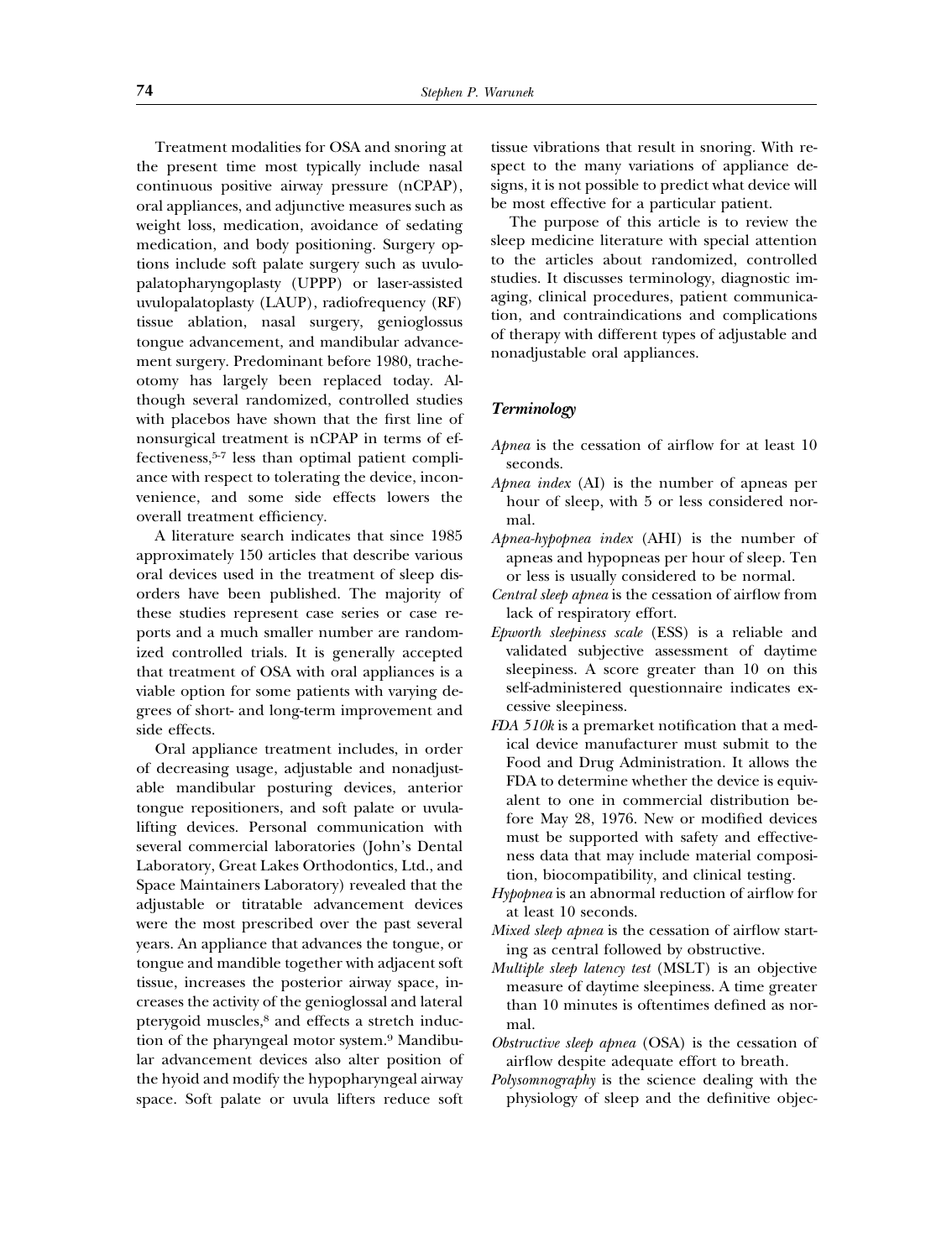Treatment modalities for OSA and snoring at the present time most typically include nasal continuous positive airway pressure (nCPAP), oral appliances, and adjunctive measures such as weight loss, medication, avoidance of sedating medication, and body positioning. Surgery options include soft palate surgery such as uvulopalatopharyngoplasty (UPPP) or laser-assisted uvulopalatoplasty (LAUP), radiofrequency (RF) tissue ablation, nasal surgery, genioglossus tongue advancement, and mandibular advancement surgery. Predominant before 1980, tracheotomy has largely been replaced today. Although several randomized, controlled studies with placebos have shown that the first line of nonsurgical treatment is nCPAP in terms of effectiveness,[5-7] less than optimal patient compliance with respect to tolerating the device, inconvenience, and some side effects lowers the overall treatment efficiency.

A literature search indicates that since 1985 approximately 150 articles that describe various oral devices used in the treatment of sleep disorders have been published. The majority of these studies represent case series or case reports and a much smaller number are randomized controlled trials. It is generally accepted that treatment of OSA with oral appliances is a viable option for some patients with varying degrees of short- and long-term improvement and side effects.

Oral appliance treatment includes, in order of decreasing usage, adjustable and nonadjustable mandibular posturing devices, anterior tongue repositioners, and soft palate or uvula-lifting devices. Personal communication with several commercial laboratories (John's Dental Laboratory, Great Lakes Orthodontics, Ltd., and Space Maintainers Laboratory) revealed that the adjustable or titratable advancement devices were the most prescribed over the past several years. An appliance that advances the tongue, or tongue and mandible together with adjacent soft tissue, increases the posterior airway space, increases the activity of the genioglossal and lateral pterygoid muscles,[8] and effects a stretch induction of the pharyngeal motor system.[9] Mandibular advancement devices also alter position of the hyoid and modify the hypopharyngeal airway space. Soft palate or uvula lifters reduce soft tissue vibrations that result in snoring. With respect to the many variations of appliance designs, it is not possible to predict what device will be most effective for a particular patient.

The purpose of this article is to review the sleep medicine literature with special attention to the articles about randomized, controlled studies. It discusses terminology, diagnostic imaging, clinical procedures, patient communication, and contraindications and complications of therapy with different types of adjustable and nonadjustable oral appliances.

### Terminology

*Apnea* is the cessation of airflow for at least 10 seconds.

*Apnea index* (AI) is the number of apneas per hour of sleep, with 5 or less considered normal.

*Apnea-hypopnea index* (AHI) is the number of apneas and hypopneas per hour of sleep. Ten or less is usually considered to be normal.

*Central sleep apnea* is the cessation of airflow from lack of respiratory effort.

*Epworth sleepiness scale* (ESS) is a reliable and validated subjective assessment of daytime sleepiness. A score greater than 10 on this self-administered questionnaire indicates excessive sleepiness.

*FDA 510k* is a premarket notification that a medical device manufacturer must submit to the Food and Drug Administration. It allows the FDA to determine whether the device is equivalent to one in commercial distribution before May 28, 1976. New or modified devices must be supported with safety and effectiveness data that may include material composition, biocompatibility, and clinical testing.

*Hypopnea* is an abnormal reduction of airflow for at least 10 seconds.

*Mixed sleep apnea* is the cessation of airflow starting as central followed by obstructive.

*Multiple sleep latency test* (MSLT) is an objective measure of daytime sleepiness. A time greater than 10 minutes is oftentimes defined as normal.

*Obstructive sleep apnea* (OSA) is the cessation of airflow despite adequate effort to breath.

*Polysomnography* is the science dealing with the physiology of sleep and the definitive objec-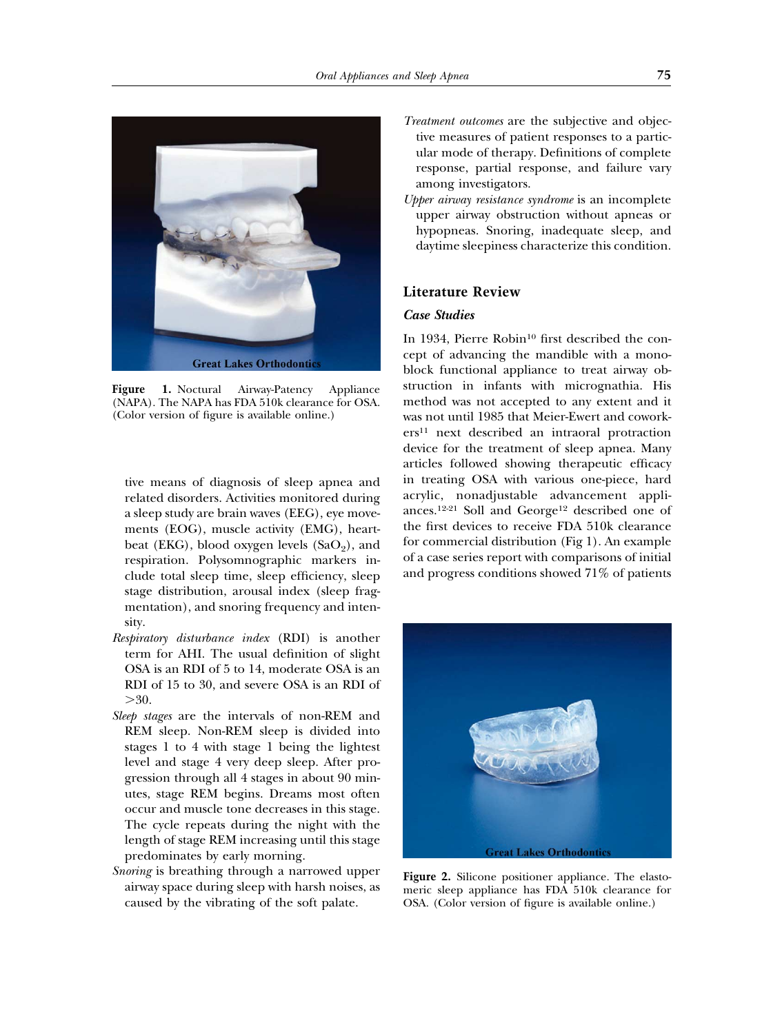Figure 1. Nocturnal Airway-Patency Appliance (NAPA). The NAPA has FDA 510k clearance for OSA. (Color version of figure is available online.)

tive means of diagnosis of sleep apnea and related disorders. Activities monitored during a sleep study are brain waves (EEG), eye movements (EOG), muscle activity (EMG), heartbeat (EKG), blood oxygen levels ($SaO_2$), and respiration. Polysomnographic markers include total sleep time, sleep efficiency, sleep stage distribution, arousal index (sleep fragmentation), and snoring frequency and intensity.

*Respiratory disturbance index* (RDI) is another term for AHI. The usual definition of slight OSA is an RDI of 5 to 14, moderate OSA is an RDI of 15 to 30, and severe OSA is an RDI of >30.

*Sleep stages* are the intervals of non-REM and REM sleep. Non-REM sleep is divided into stages 1 to 4 with stage 1 being the lightest level and stage 4 very deep sleep. After progression through all 4 stages in about 90 minutes, stage REM begins. Dreams most often occur and muscle tone decreases in this stage. The cycle repeats during the night with the length of stage REM increasing until this stage predominates by early morning.

*Snoring* is breathing through a narrowed upper airway space during sleep with harsh noises, as caused by the vibrating of the soft palate.

*Treatment outcomes* are the subjective and objective measures of patient responses to a particular mode of therapy. Definitions of complete response, partial response, and failure vary among investigators.

*Upper airway resistance syndrome* is an incomplete upper airway obstruction without apneas or hypopneas. Snoring, inadequate sleep, and daytime sleepiness characterize this condition.

## Literature Review

### Case Studies

In 1934, Pierre Robin[10] first described the concept of advancing the mandible with a monoblock functional appliance to treat airway obstruction in infants with micrognathia. His method was not accepted to any extent and it was not until 1985 that Meier-Ewert and coworkers[11] next described an intraoral protraction device for the treatment of sleep apnea. Many articles followed showing therapeutic efficacy in treating OSA with various one-piece, hard acrylic, nonadjustable advancement appliances.[12-21] Soll and George[12] described one of the first devices to receive FDA 510k clearance for commercial distribution (Fig 1). An example of a case series report with comparisons of initial and progress conditions showed 71% of patients

Figure 2. Silicone positioner appliance. The elastomeric sleep appliance has FDA 510k clearance for OSA. (Color version of figure is available online.)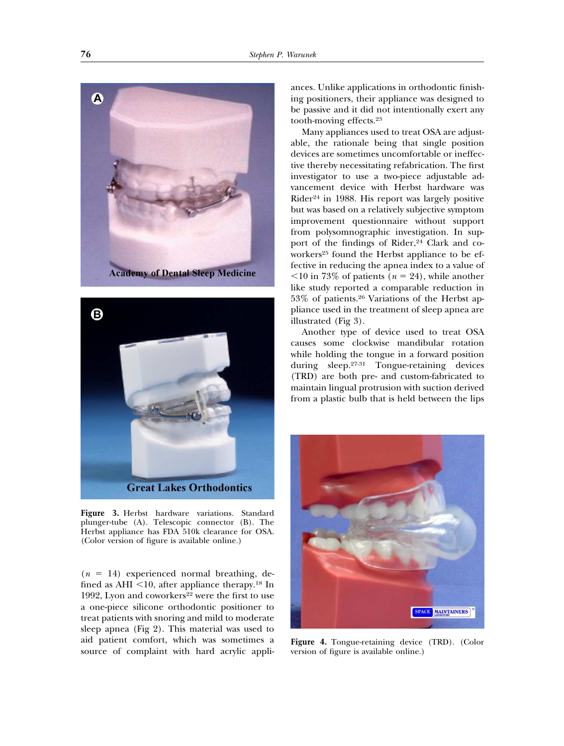Figure 3. Herbst hardware variations. Standard plunger-tube (A). Telescopic connector (B). The Herbst appliance has FDA 510k clearance for OSA. (Color version of figure is available online.)

($n$ = 14) experienced normal breathing, defined as AHI <10, after appliance therapy.[18] In 1992, Lyon and coworkers[22] were the first to use a one-piece silicone orthodontic positioner to treat patients with snoring and mild to moderate sleep apnea (Fig 2). This material was used to aid patient comfort, which was sometimes a source of complaint with hard acrylic appliances. Unlike applications in orthodontic finishing positioners, their appliance was designed to be passive and it did not intentionally exert any tooth-moving effects.[23]

Many appliances used to treat OSA are adjustable, the rationale being that single position devices are sometimes uncomfortable or ineffective thereby necessitating refabrication. The first investigator to use a two-piece adjustable advancement device with Herbst hardware was Rider[24] in 1988. His report was largely positive but was based on a relatively subjective symptom improvement questionnaire without support from polysomnographic investigation. In support of the findings of Rider,[24] Clark and coworkers[25] found the Herbst appliance to be effective in reducing the apnea index to a value of <10 in 73% of patients ($n$ = 24), while another like study reported a comparable reduction in 53% of patients.[26] Variations of the Herbst appliance used in the treatment of sleep apnea are illustrated (Fig 3).

Another type of device used to treat OSA causes some clockwise mandibular rotation while holding the tongue in a forward position during sleep.[27-31] Tongue-retaining devices (TRD) are both pre- and custom-fabricated to maintain lingual protrusion with suction derived from a plastic bulb that is held between the lips

Figure 4. Tongue-retaining device (TRD). (Color version of figure is available online.)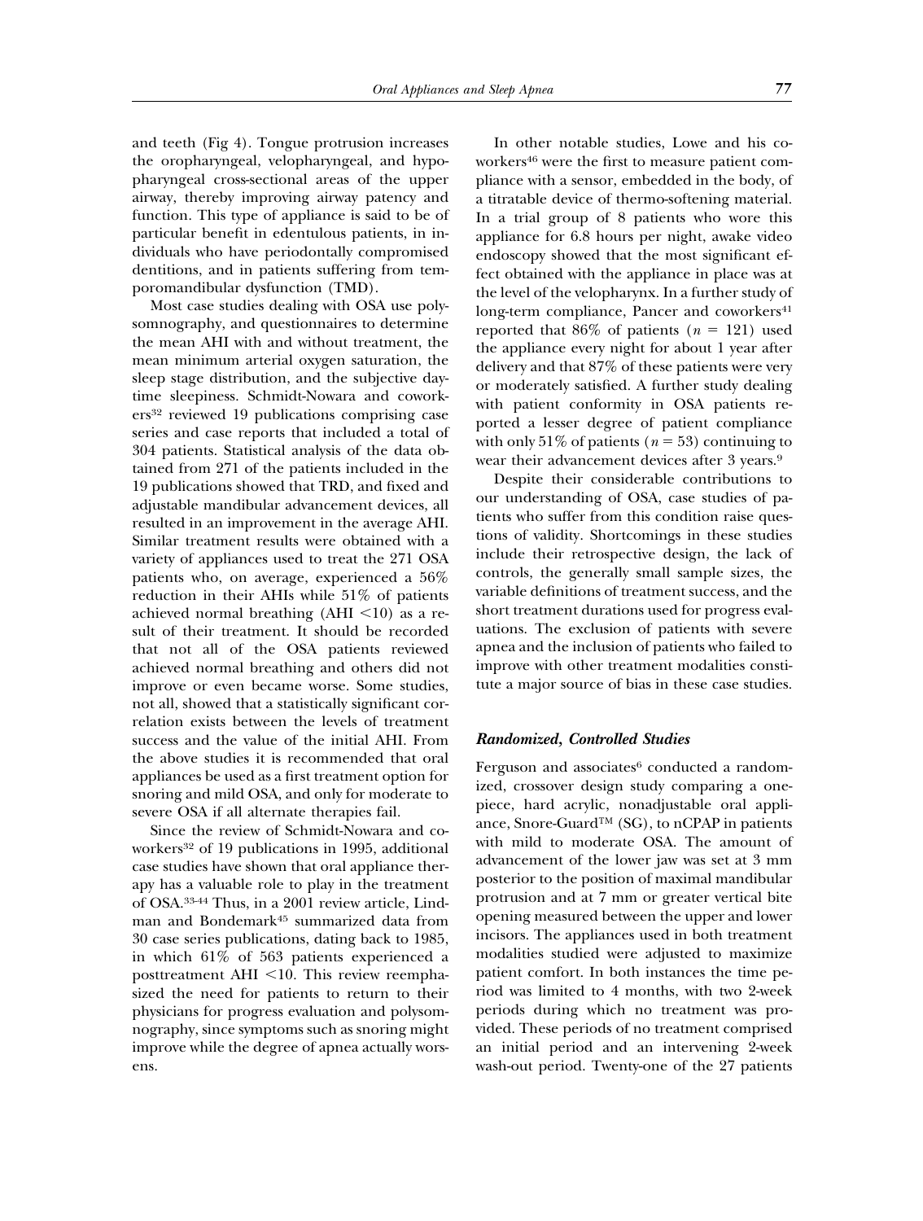and teeth (Fig 4). Tongue protrusion increases the oropharyngeal, velopharyngeal, and hypopharyngeal cross-sectional areas of the upper airway, thereby improving airway patency and function. This type of appliance is said to be of particular benefit in edentulous patients, in individuals who have periodontally compromised dentitions, and in patients suffering from temporomandibular dysfunction (TMD).

Most case studies dealing with OSA use polysomnography, and questionnaires to determine the mean AHI with and without treatment, the mean minimum arterial oxygen saturation, the sleep stage distribution, and the subjective daytime sleepiness. Schmidt-Nowara and coworkers[32] reviewed 19 publications comprising case series and case reports that included a total of 304 patients. Statistical analysis of the data obtained from 271 of the patients included in the 19 publications showed that TRD, and fixed and adjustable mandibular advancement devices, all resulted in an improvement in the average AHI. Similar treatment results were obtained with a variety of appliances used to treat the 271 OSA patients who, on average, experienced a 56% reduction in their AHIs while 51% of patients achieved normal breathing (AHI <10) as a result of their treatment. It should be recorded that not all of the OSA patients reviewed achieved normal breathing and others did not improve or even became worse. Some studies, not all, showed that a statistically significant correlation exists between the levels of treatment success and the value of the initial AHI. From the above studies it is recommended that oral appliances be used as a first treatment option for snoring and mild OSA, and only for moderate to severe OSA if all alternate therapies fail.

Since the review of Schmidt-Nowara and coworkers[32] of 19 publications in 1995, additional case studies have shown that oral appliance therapy has a valuable role to play in the treatment of OSA.[33-44] Thus, in a 2001 review article, Lindman and Bondemark[45] summarized data from 30 case series publications, dating back to 1985, in which 61% of 563 patients experienced a posttreatment AHI <10. This review reemphasized the need for patients to return to their physicians for progress evaluation and polysomnography, since symptoms such as snoring might improve while the degree of apnea actually worsens.

In other notable studies, Lowe and his coworkers[46] were the first to measure patient compliance with a sensor, embedded in the body, of a titratable device of thermo-softening material. In a trial group of 8 patients who wore this appliance for 6.8 hours per night, awake video endoscopy showed that the most significant effect obtained with the appliance in place was at the level of the velopharynx. In a further study of long-term compliance, Pancer and coworkers[41] reported that 86% of patients ($n$ = 121) used the appliance every night for about 1 year after delivery and that 87% of these patients were very or moderately satisfied. A further study dealing with patient conformity in OSA patients reported a lesser degree of patient compliance with only 51% of patients ($n$ = 53) continuing to wear their advancement devices after 3 years.[9]

Despite their considerable contributions to our understanding of OSA, case studies of patients who suffer from this condition raise questions of validity. Shortcomings in these studies include their retrospective design, the lack of controls, the generally small sample sizes, the variable definitions of treatment success, and the short treatment durations used for progress evaluations. The exclusion of patients with severe apnea and the inclusion of patients who failed to improve with other treatment modalities constitute a major source of bias in these case studies.

### *Randomized, Controlled Studies*

Ferguson and associates[6] conducted a randomized, crossover design study comparing a one-piece, hard acrylic, nonadjustable oral appliance, Snore-Guard™ (SG), to nCPAP in patients with mild to moderate OSA. The amount of advancement of the lower jaw was set at 3 mm posterior to the position of maximal mandibular protrusion and at 7 mm or greater vertical bite opening measured between the upper and lower incisors. The appliances used in both treatment modalities studied were adjusted to maximize patient comfort. In both instances the time period was limited to 4 months, with two 2-week periods during which no treatment was provided. These periods of no treatment comprised an initial period and an intervening 2-week wash-out period. Twenty-one of the 27 patients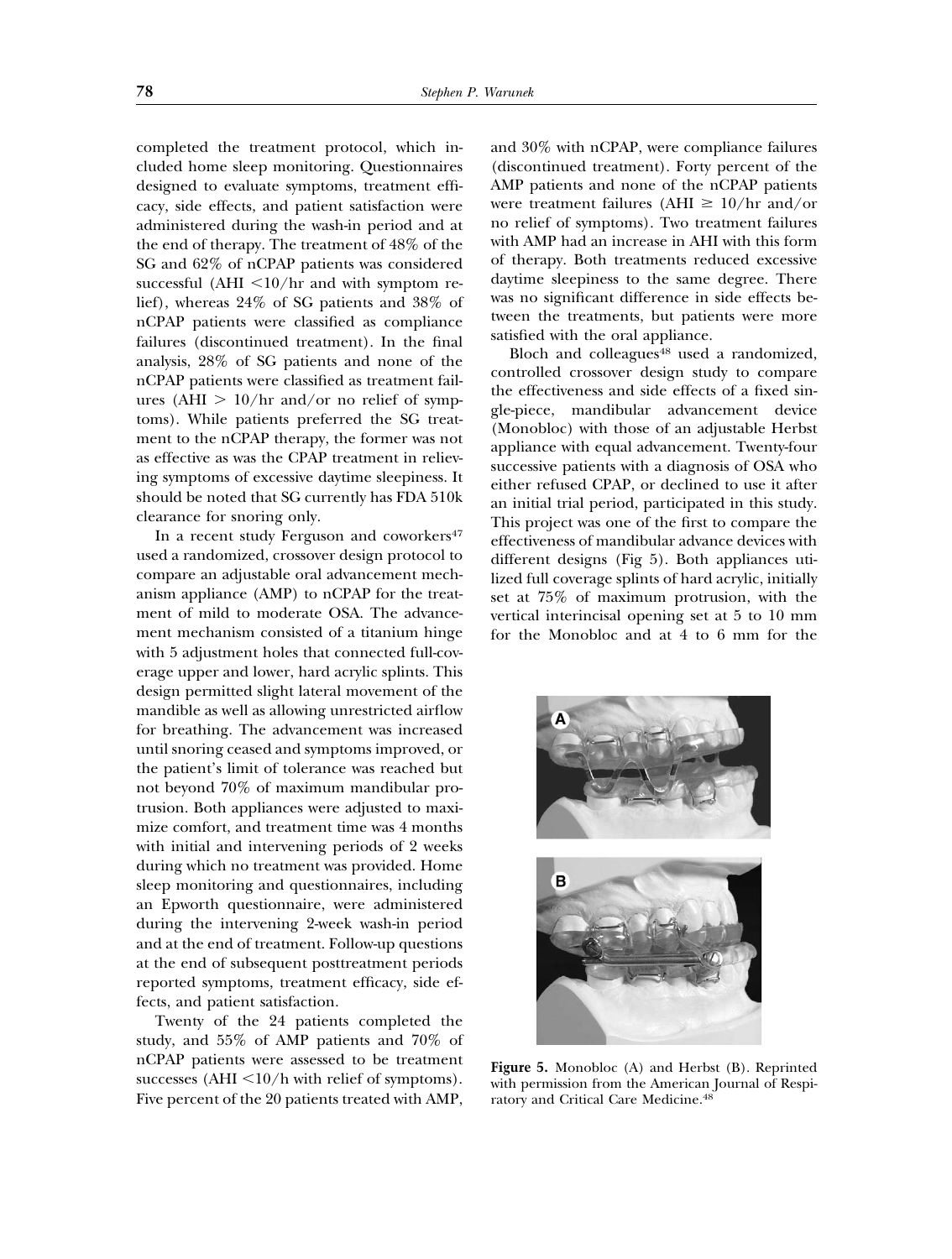completed the treatment protocol, which included home sleep monitoring. Questionnaires designed to evaluate symptoms, treatment efficacy, side effects, and patient satisfaction were administered during the wash-in period and at the end of therapy. The treatment of 48% of the SG and 62% of nCPAP patients was considered successful (AHI <10/hr and with symptom relief), whereas 24% of SG patients and 38% of nCPAP patients were classified as compliance failures (discontinued treatment). In the final analysis, 28% of SG patients and none of the nCPAP patients were classified as treatment failures (AHI > 10/hr and/or no relief of symptoms). While patients preferred the SG treatment to the nCPAP therapy, the former was not as effective as was the CPAP treatment in relieving symptoms of excessive daytime sleepiness. It should be noted that SG currently has FDA 510k clearance for snoring only.

In a recent study Ferguson and coworkers[47] used a randomized, crossover design protocol to compare an adjustable oral advancement mechanism appliance (AMP) to nCPAP for the treatment of mild to moderate OSA. The advancement mechanism consisted of a titanium hinge with 5 adjustment holes that connected full-coverage upper and lower, hard acrylic splints. This design permitted slight lateral movement of the mandible as well as allowing unrestricted airflow for breathing. The advancement was increased until snoring ceased and symptoms improved, or the patient's limit of tolerance was reached but not beyond 70% of maximum mandibular protrusion. Both appliances were adjusted to maximize comfort, and treatment time was 4 months with initial and intervening periods of 2 weeks during which no treatment was provided. Home sleep monitoring and questionnaires, including an Epworth questionnaire, were administered during the intervening 2-week wash-in period and at the end of treatment. Follow-up questions at the end of subsequent posttreatment periods reported symptoms, treatment efficacy, side effects, and patient satisfaction.

Twenty of the 24 patients completed the study, and 55% of AMP patients and 70% of nCPAP patients were assessed to be treatment successes (AHI <10/h with relief of symptoms). Five percent of the 20 patients treated with AMP, and 30% with nCPAP, were compliance failures (discontinued treatment). Forty percent of the AMP patients and none of the nCPAP patients were treatment failures (AHI ≥ 10/hr and/or no relief of symptoms). Two treatment failures with AMP had an increase in AHI with this form of therapy. Both treatments reduced excessive daytime sleepiness to the same degree. There was no significant difference in side effects between the treatments, but patients were more satisfied with the oral appliance.

Bloch and colleagues[48] used a randomized, controlled crossover design study to compare the effectiveness and side effects of a fixed single-piece, mandibular advancement device (Monobloc) with those of an adjustable Herbst appliance with equal advancement. Twenty-four successive patients with a diagnosis of OSA who either refused CPAP, or declined to use it after an initial trial period, participated in this study. This project was one of the first to compare the effectiveness of mandibular advance devices with different designs (Fig 5). Both appliances utilized full coverage splints of hard acrylic, initially set at 75% of maximum protrusion, with the vertical interincisal opening set at 5 to 10 mm for the Monobloc and at 4 to 6 mm for the

**Figure 5.** Monobloc (A) and Herbst (B). Reprinted with permission from the American Journal of Respiratory and Critical Care Medicine.[48]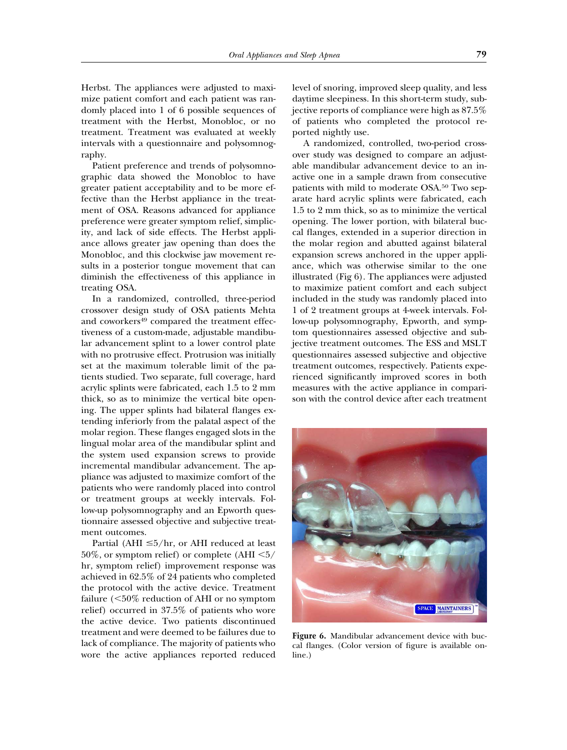Herbst. The appliances were adjusted to maximize patient comfort and each patient was randomly placed into 1 of 6 possible sequences of treatment with the Herbst, Monobloc, or no treatment. Treatment was evaluated at weekly intervals with a questionnaire and polysomnography.

Patient preference and trends of polysomnographic data showed the Monobloc to have greater patient acceptability and to be more effective than the Herbst appliance in the treatment of OSA. Reasons advanced for appliance preference were greater symptom relief, simplicity, and lack of side effects. The Herbst appliance allows greater jaw opening than does the Monobloc, and this clockwise jaw movement results in a posterior tongue movement that can diminish the effectiveness of this appliance in treating OSA.

In a randomized, controlled, three-period crossover design study of OSA patients Mehta and coworkers[49] compared the treatment effectiveness of a custom-made, adjustable mandibular advancement splint to a lower control plate with no protrusive effect. Protrusion was initially set at the maximum tolerable limit of the patients studied. Two separate, full coverage, hard acrylic splints were fabricated, each 1.5 to 2 mm thick, so as to minimize the vertical bite opening. The upper splints had bilateral flanges extending inferiorly from the palatal aspect of the molar region. These flanges engaged slots in the lingual molar area of the mandibular splint and the system used expansion screws to provide incremental mandibular advancement. The appliance was adjusted to maximize comfort of the patients who were randomly placed into control or treatment groups at weekly intervals. Follow-up polysomnography and an Epworth questionnaire assessed objective and subjective treatment outcomes.

Partial (AHI ≤5/hr, or AHI reduced at least 50%, or symptom relief) or complete (AHI <5/hr, symptom relief) improvement response was achieved in 62.5% of 24 patients who completed the protocol with the active device. Treatment failure (<50% reduction of AHI or no symptom relief) occurred in 37.5% of patients who wore the active device. Two patients discontinued treatment and were deemed to be failures due to lack of compliance. The majority of patients who wore the active appliances reported reduced level of snoring, improved sleep quality, and less daytime sleepiness. In this short-term study, subjective reports of compliance were high as 87.5% of patients who completed the protocol reported nightly use.

A randomized, controlled, two-period crossover study was designed to compare an adjustable mandibular advancement device to an inactive one in a sample drawn from consecutive patients with mild to moderate OSA.[50] Two separate hard acrylic splints were fabricated, each 1.5 to 2 mm thick, so as to minimize the vertical opening. The lower portion, with bilateral buccal flanges, extended in a superior direction in the molar region and abutted against bilateral expansion screws anchored in the upper appliance, which was otherwise similar to the one illustrated (Fig 6). The appliances were adjusted to maximize patient comfort and each subject included in the study was randomly placed into 1 of 2 treatment groups at 4-week intervals. Follow-up polysomnography, Epworth, and symptom questionnaires assessed objective and subjective treatment outcomes. The ESS and MSLT questionnaires assessed subjective and objective treatment outcomes, respectively. Patients experienced significantly improved scores in both measures with the active appliance in comparison with the control device after each treatment

**Figure 6.** Mandibular advancement device with buccal flanges. (Color version of figure is available online.)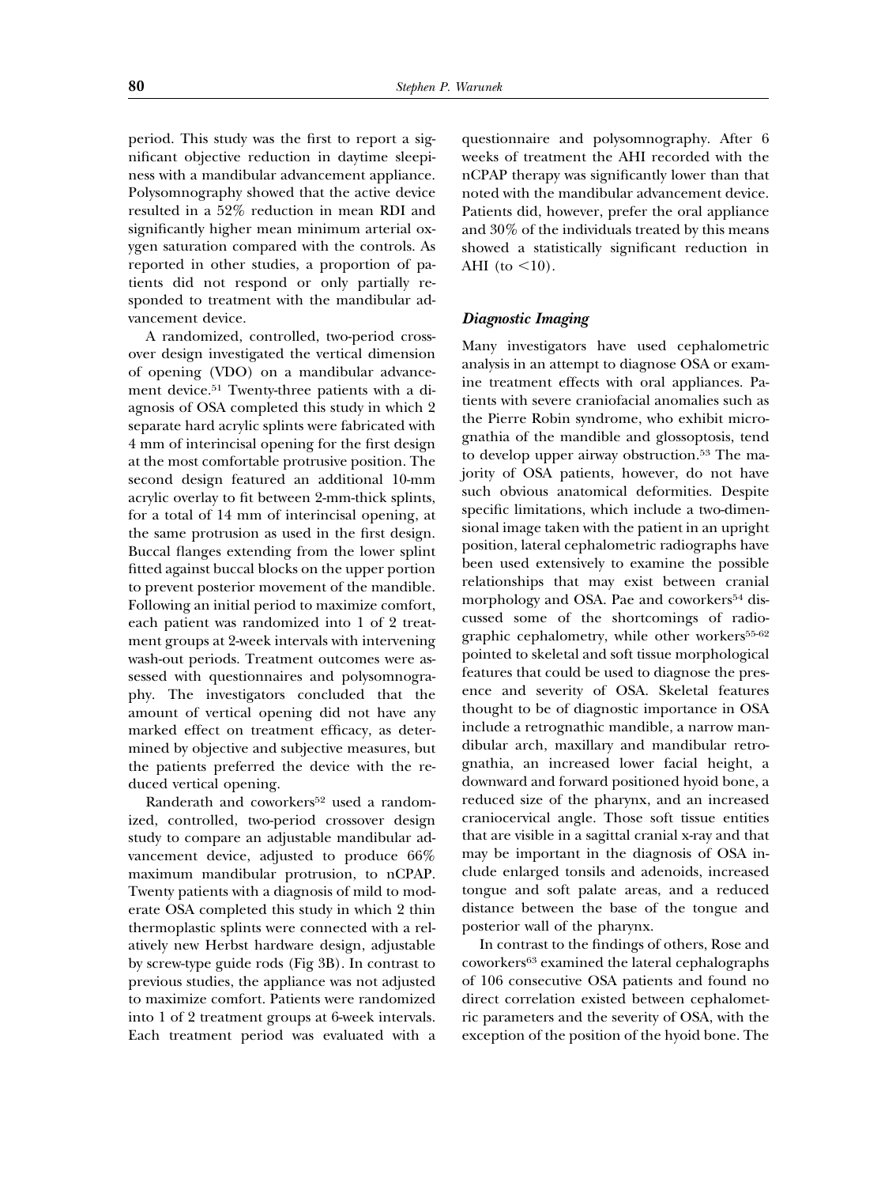period. This study was the first to report a significant objective reduction in daytime sleepiness with a mandibular advancement appliance. Polysomnography showed that the active device resulted in a 52% reduction in mean RDI and significantly higher mean minimum arterial oxygen saturation compared with the controls. As reported in other studies, a proportion of patients did not respond or only partially responded to treatment with the mandibular advancement device.

A randomized, controlled, two-period crossover design investigated the vertical dimension of opening (VDO) on a mandibular advancement device.[51] Twenty-three patients with a diagnosis of OSA completed this study in which 2 separate hard acrylic splints were fabricated with 4 mm of interincisal opening for the first design at the most comfortable protrusive position. The second design featured an additional 10-mm acrylic overlay to fit between 2-mm-thick splints, for a total of 14 mm of interincisal opening, at the same protrusion as used in the first design. Buccal flanges extending from the lower splint fitted against buccal blocks on the upper portion to prevent posterior movement of the mandible. Following an initial period to maximize comfort, each patient was randomized into 1 of 2 treatment groups at 2-week intervals with intervening wash-out periods. Treatment outcomes were assessed with questionnaires and polysomnography. The investigators concluded that the amount of vertical opening did not have any marked effect on treatment efficacy, as determined by objective and subjective measures, but the patients preferred the device with the reduced vertical opening.

Randerath and coworkers[52] used a randomized, controlled, two-period crossover design study to compare an adjustable mandibular advancement device, adjusted to produce 66% maximum mandibular protrusion, to nCPAP. Twenty patients with a diagnosis of mild to moderate OSA completed this study in which 2 thin thermoplastic splints were connected with a relatively new Herbst hardware design, adjustable by screw-type guide rods (Fig 3B). In contrast to previous studies, the appliance was not adjusted to maximize comfort. Patients were randomized into 1 of 2 treatment groups at 6-week intervals. Each treatment period was evaluated with a questionnaire and polysomnography. After 6 weeks of treatment the AHI recorded with the nCPAP therapy was significantly lower than that noted with the mandibular advancement device. Patients did, however, prefer the oral appliance and 30% of the individuals treated by this means showed a statistically significant reduction in AHI (to $<10$).

### *Diagnostic Imaging*

Many investigators have used cephalometric analysis in an attempt to diagnose OSA or examine treatment effects with oral appliances. Patients with severe craniofacial anomalies such as the Pierre Robin syndrome, who exhibit micrognathia of the mandible and glossoptosis, tend to develop upper airway obstruction.[53] The majority of OSA patients, however, do not have such obvious anatomical deformities. Despite specific limitations, which include a two-dimensional image taken with the patient in an upright position, lateral cephalometric radiographs have been used extensively to examine the possible relationships that may exist between cranial morphology and OSA. Pae and coworkers[54] discussed some of the shortcomings of radiographic cephalometry, while other workers[55-62] pointed to skeletal and soft tissue morphological features that could be used to diagnose the presence and severity of OSA. Skeletal features thought to be of diagnostic importance in OSA include a retrognathic mandible, a narrow mandibular arch, maxillary and mandibular retrognathia, an increased lower facial height, a downward and forward positioned hyoid bone, a reduced size of the pharynx, and an increased craniocervical angle. Those soft tissue entities that are visible in a sagittal cranial x-ray and that may be important in the diagnosis of OSA include enlarged tonsils and adenoids, increased tongue and soft palate areas, and a reduced distance between the base of the tongue and posterior wall of the pharynx.

In contrast to the findings of others, Rose and coworkers[63] examined the lateral cephalographs of 106 consecutive OSA patients and found no direct correlation existed between cephalometric parameters and the severity of OSA, with the exception of the position of the hyoid bone. The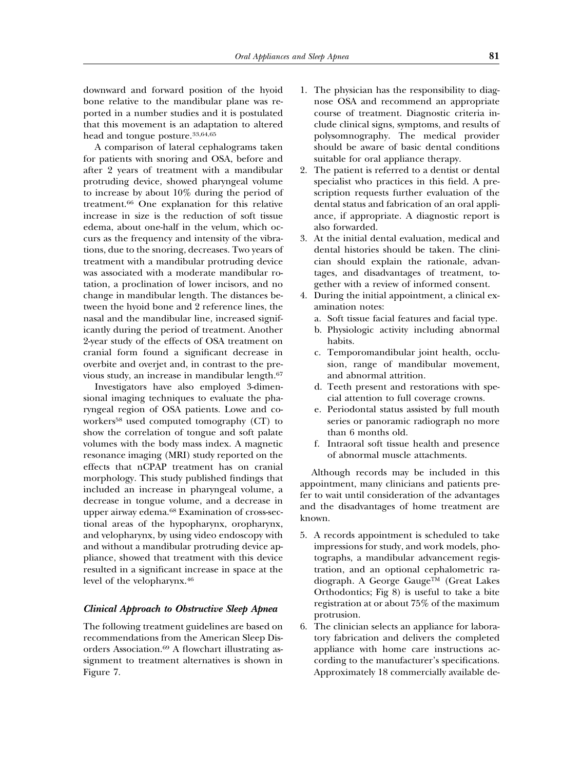downward and forward position of the hyoid bone relative to the mandibular plane was reported in a number studies and it is postulated that this movement is an adaptation to altered head and tongue posture.[33,64,65]

A comparison of lateral cephalograms taken for patients with snoring and OSA, before and after 2 years of treatment with a mandibular protruding device, showed pharyngeal volume to increase by about 10% during the period of treatment.[66] One explanation for this relative increase in size is the reduction of soft tissue edema, about one-half in the velum, which occurs as the frequency and intensity of the vibrations, due to the snoring, decreases. Two years of treatment with a mandibular protruding device was associated with a moderate mandibular rotation, a proclination of lower incisors, and no change in mandibular length. The distances between the hyoid bone and 2 reference lines, the nasal and the mandibular line, increased significantly during the period of treatment. Another 2-year study of the effects of OSA treatment on cranial form found a significant decrease in overbite and overjet and, in contrast to the previous study, an increase in mandibular length.[67]

Investigators have also employed 3-dimensional imaging techniques to evaluate the pharyngeal region of OSA patients. Lowe and coworkers[58] used computed tomography (CT) to show the correlation of tongue and soft palate volumes with the body mass index. A magnetic resonance imaging (MRI) study reported on the effects that nCPAP treatment has on cranial morphology. This study published findings that included an increase in pharyngeal volume, a decrease in tongue volume, and a decrease in upper airway edema.[68] Examination of cross-sectional areas of the hypopharynx, oropharynx, and velopharynx, by using video endoscopy with and without a mandibular protruding device appliance, showed that treatment with this device resulted in a significant increase in space at the level of the velopharynx.[46]

### *Clinical Approach to Obstructive Sleep Apnea*

The following treatment guidelines are based on recommendations from the American Sleep Disorders Association.[69] A flowchart illustrating assignment to treatment alternatives is shown in Figure 7.

1. The physician has the responsibility to diagnose OSA and recommend an appropriate course of treatment. Diagnostic criteria include clinical signs, symptoms, and results of polysomnography. The medical provider should be aware of basic dental conditions suitable for oral appliance therapy.
2. The patient is referred to a dentist or dental specialist who practices in this field. A prescription requests further evaluation of the dental status and fabrication of an oral appliance, if appropriate. A diagnostic report is also forwarded.
3. At the initial dental evaluation, medical and dental histories should be taken. The clinician should explain the rationale, advantages, and disadvantages of treatment, together with a review of informed consent.
4. During the initial appointment, a clinical examination notes:
   a. Soft tissue facial features and facial type.
   b. Physiologic activity including abnormal habits.
   c. Temporomandibular joint health, occlusion, range of mandibular movement, and abnormal attrition.
   d. Teeth present and restorations with special attention to full coverage crowns.
   e. Periodontal status assisted by full mouth series or panoramic radiograph no more than 6 months old.
   f. Intraoral soft tissue health and presence of abnormal muscle attachments.

Although records may be included in this appointment, many clinicians and patients prefer to wait until consideration of the advantages and the disadvantages of home treatment are known.

5. A records appointment is scheduled to take impressions for study, and work models, photographs, a mandibular advancement registration, and an optional cephalometric radiograph. A George Gauge™ (Great Lakes Orthodontics; Fig 8) is useful to take a bite registration at or about 75% of the maximum protrusion.
6. The clinician selects an appliance for laboratory fabrication and delivers the completed appliance with home care instructions according to the manufacturer's specifications. Approximately 18 commercially available de-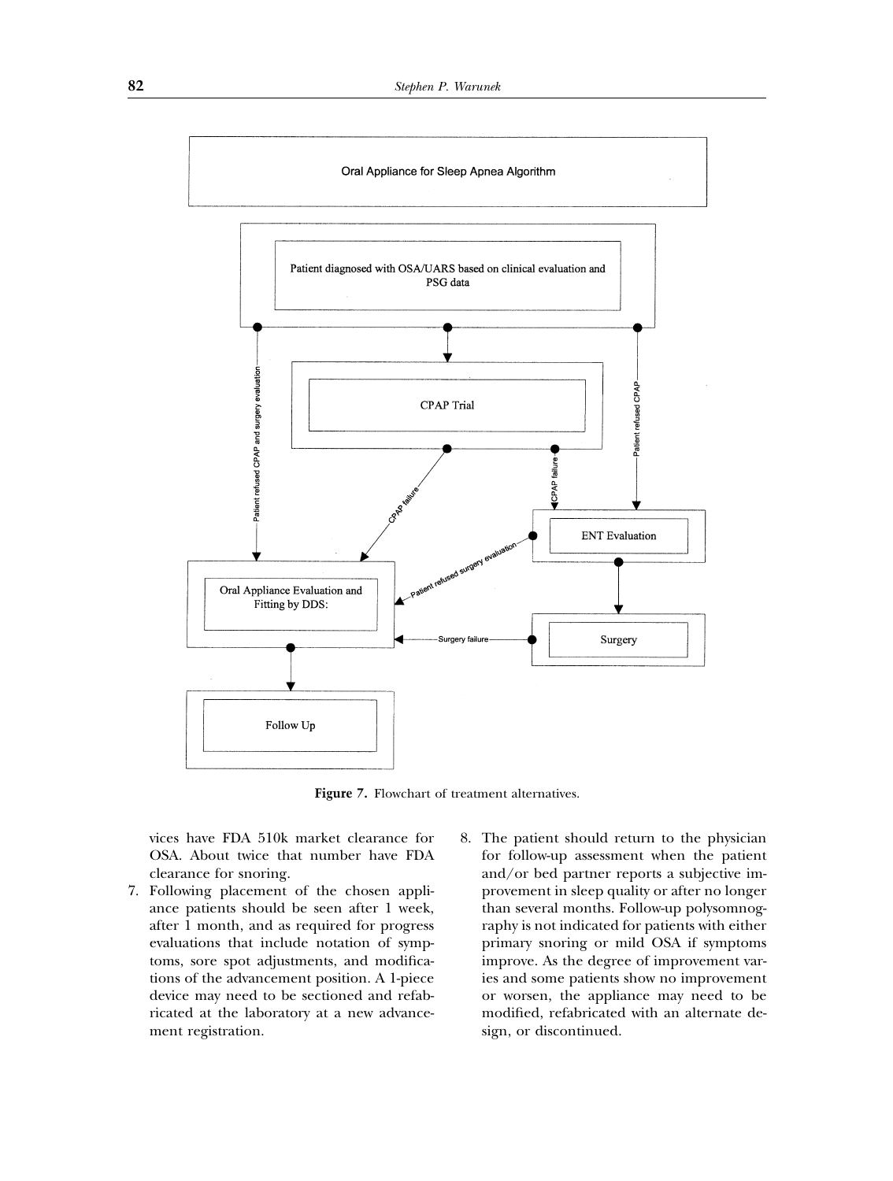Oral Appliance for Sleep Apnea Algorithm

Patient diagnosed with OSA/UARS based on clinical evaluation and PSG data

CPAP Trial

ENT Evaluation

Oral Appliance Evaluation and Fitting by DDS:

Surgery

Follow Up

Patient refused CPAP and surgery evaluation

Patient refused CPAP

CPAP failure

CPAP failure

Patient refused surgery evaluation

Surgery failure

**Figure 7.** Flowchart of treatment alternatives.

vices have FDA 510k market clearance for OSA. About twice that number have FDA clearance for snoring.

7. Following placement of the chosen appliance patients should be seen after 1 week, after 1 month, and as required for progress evaluations that include notation of symptoms, sore spot adjustments, and modifications of the advancement position. A 1-piece device may need to be sectioned and refabricated at the laboratory at a new advancement registration.
8. The patient should return to the physician for follow-up assessment when the patient and/or bed partner reports a subjective improvement in sleep quality or after no longer than several months. Follow-up polysomnography is not indicated for patients with either primary snoring or mild OSA if symptoms improve. As the degree of improvement varies and some patients show no improvement or worsen, the appliance may need to be modified, refabricated with an alternate design, or discontinued.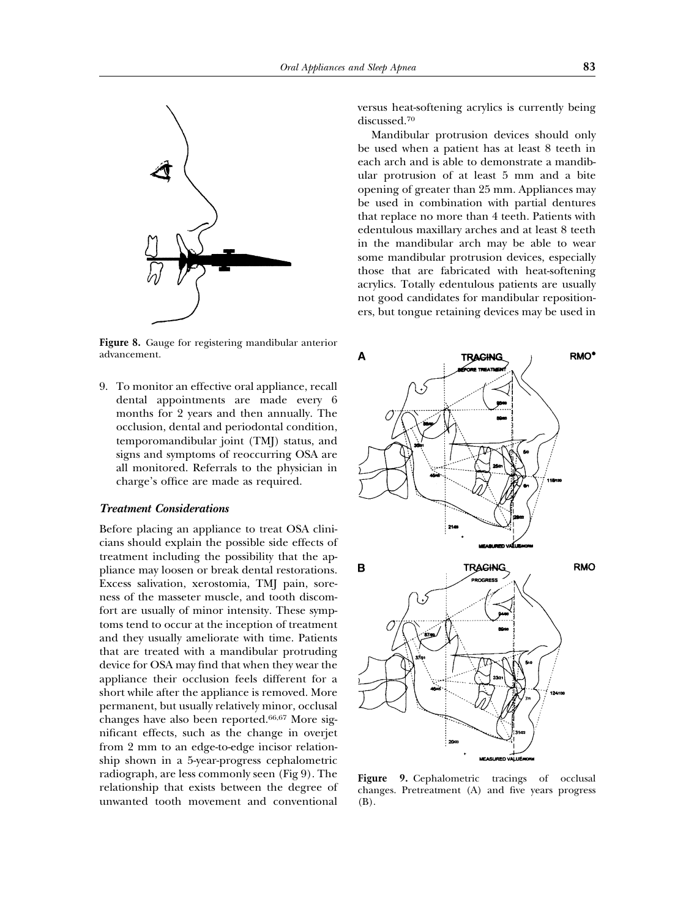Figure 8. Gauge for registering mandibular anterior advancement.

9. To monitor an effective oral appliance, recall dental appointments are made every 6 months for 2 years and then annually. The occlusion, dental and periodontal condition, temporomandibular joint (TMJ) status, and signs and symptoms of reoccurring OSA are all monitored. Referrals to the physician in charge's office are made as required.

### *Treatment Considerations*

Before placing an appliance to treat OSA clinicians should explain the possible side effects of treatment including the possibility that the appliance may loosen or break dental restorations. Excess salivation, xerostomia, TMJ pain, soreness of the masseter muscle, and tooth discomfort are usually of minor intensity. These symptoms tend to occur at the inception of treatment and they usually ameliorate with time. Patients that are treated with a mandibular protruding device for OSA may find that when they wear the appliance their occlusion feels different for a short while after the appliance is removed. More permanent, but usually relatively minor, occlusal changes have also been reported.[66,67] More significant effects, such as the change in overjet from 2 mm to an edge-to-edge incisor relationship shown in a 5-year-progress cephalometric radiograph, are less commonly seen (Fig 9). The relationship that exists between the degree of unwanted tooth movement and conventional versus heat-softening acrylics is currently being discussed.[70]

Mandibular protrusion devices should only be used when a patient has at least 8 teeth in each arch and is able to demonstrate a mandibular protrusion of at least 5 mm and a bite opening of greater than 25 mm. Appliances may be used in combination with partial dentures that replace no more than 4 teeth. Patients with edentulous maxillary arches and at least 8 teeth in the mandibular arch may be able to wear some mandibular protrusion devices, especially those that are fabricated with heat-softening acrylics. Totally edentulous patients are usually not good candidates for mandibular repositioners, but tongue retaining devices may be used in

Figure 9. Cephalometric tracings of occlusal changes. Pretreatment (A) and five years progress (B).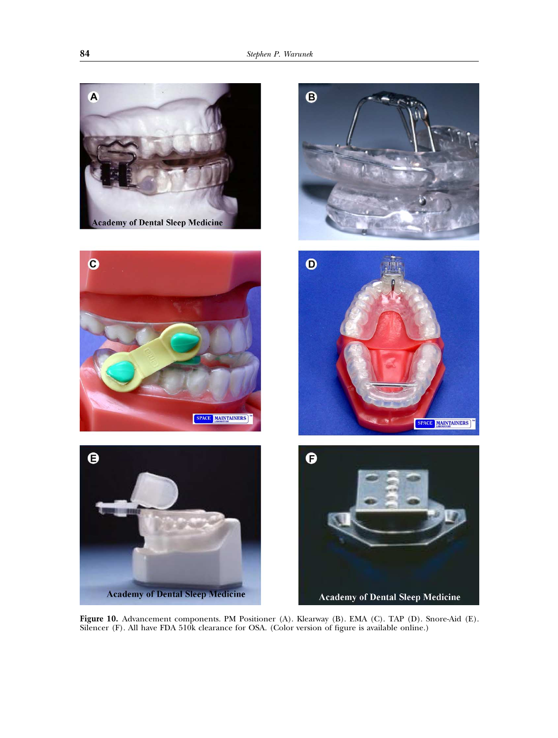**Figure 10.** Advancement components. PM Positioner (A). Klearway (B). EMA (C). TAP (D). Snore-Aid (E). Silencer (F). All have FDA 510k clearance for OSA. (Color version of figure is available online.)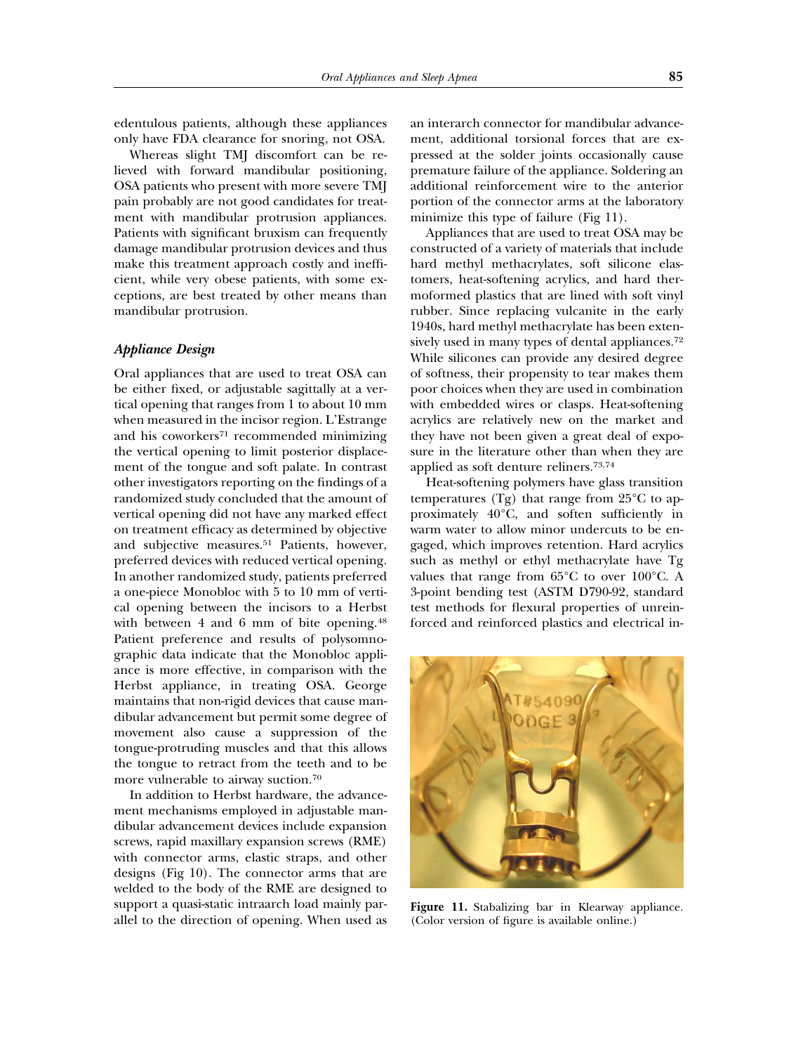edentulous patients, although these appliances only have FDA clearance for snoring, not OSA.

Whereas slight TMJ discomfort can be relieved with forward mandibular positioning, OSA patients who present with more severe TMJ pain probably are not good candidates for treatment with mandibular protrusion appliances. Patients with significant bruxism can frequently damage mandibular protrusion devices and thus make this treatment approach costly and inefficient, while very obese patients, with some exceptions, are best treated by other means than mandibular protrusion.

### *Appliance Design*

Oral appliances that are used to treat OSA can be either fixed, or adjustable sagittally at a vertical opening that ranges from 1 to about 10 mm when measured in the incisor region. L'Estrange and his coworkers[71] recommended minimizing the vertical opening to limit posterior displacement of the tongue and soft palate. In contrast other investigators reporting on the findings of a randomized study concluded that the amount of vertical opening did not have any marked effect on treatment efficacy as determined by objective and subjective measures.[51] Patients, however, preferred devices with reduced vertical opening. In another randomized study, patients preferred a one-piece Monobloc with 5 to 10 mm of vertical opening between the incisors to a Herbst with between 4 and 6 mm of bite opening.[48] Patient preference and results of polysomnographic data indicate that the Monobloc appliance is more effective, in comparison with the Herbst appliance, in treating OSA. George maintains that non-rigid devices that cause mandibular advancement but permit some degree of movement also cause a suppression of the tongue-protruding muscles and that this allows the tongue to retract from the teeth and to be more vulnerable to airway suction.[70]

In addition to Herbst hardware, the advancement mechanisms employed in adjustable mandibular advancement devices include expansion screws, rapid maxillary expansion screws (RME) with connector arms, elastic straps, and other designs (Fig 10). The connector arms that are welded to the body of the RME are designed to support a quasi-static intraarch load mainly parallel to the direction of opening. When used as an interarch connector for mandibular advancement, additional torsional forces that are expressed at the solder joints occasionally cause premature failure of the appliance. Soldering an additional reinforcement wire to the anterior portion of the connector arms at the laboratory minimize this type of failure (Fig 11).

Appliances that are used to treat OSA may be constructed of a variety of materials that include hard methyl methacrylates, soft silicone elastomers, heat-softening acrylics, and hard thermoformed plastics that are lined with soft vinyl rubber. Since replacing vulcanite in the early 1940s, hard methyl methacrylate has been extensively used in many types of dental appliances.[72] While silicones can provide any desired degree of softness, their propensity to tear makes them poor choices when they are used in combination with embedded wires or clasps. Heat-softening acrylics are relatively new on the market and they have not been given a great deal of exposure in the literature other than when they are applied as soft denture reliners.[73,74]

Heat-softening polymers have glass transition temperatures (Tg) that range from 25°C to approximately 40°C, and soften sufficiently in warm water to allow minor undercuts to be engaged, which improves retention. Hard acrylics such as methyl or ethyl methacrylate have Tg values that range from 65°C to over 100°C. A 3-point bending test (ASTM D790-92, standard test methods for flexural properties of unreinforced and reinforced plastics and electrical in-

**Figure 11.** Stabalizing bar in Klearway appliance. (Color version of figure is available online.)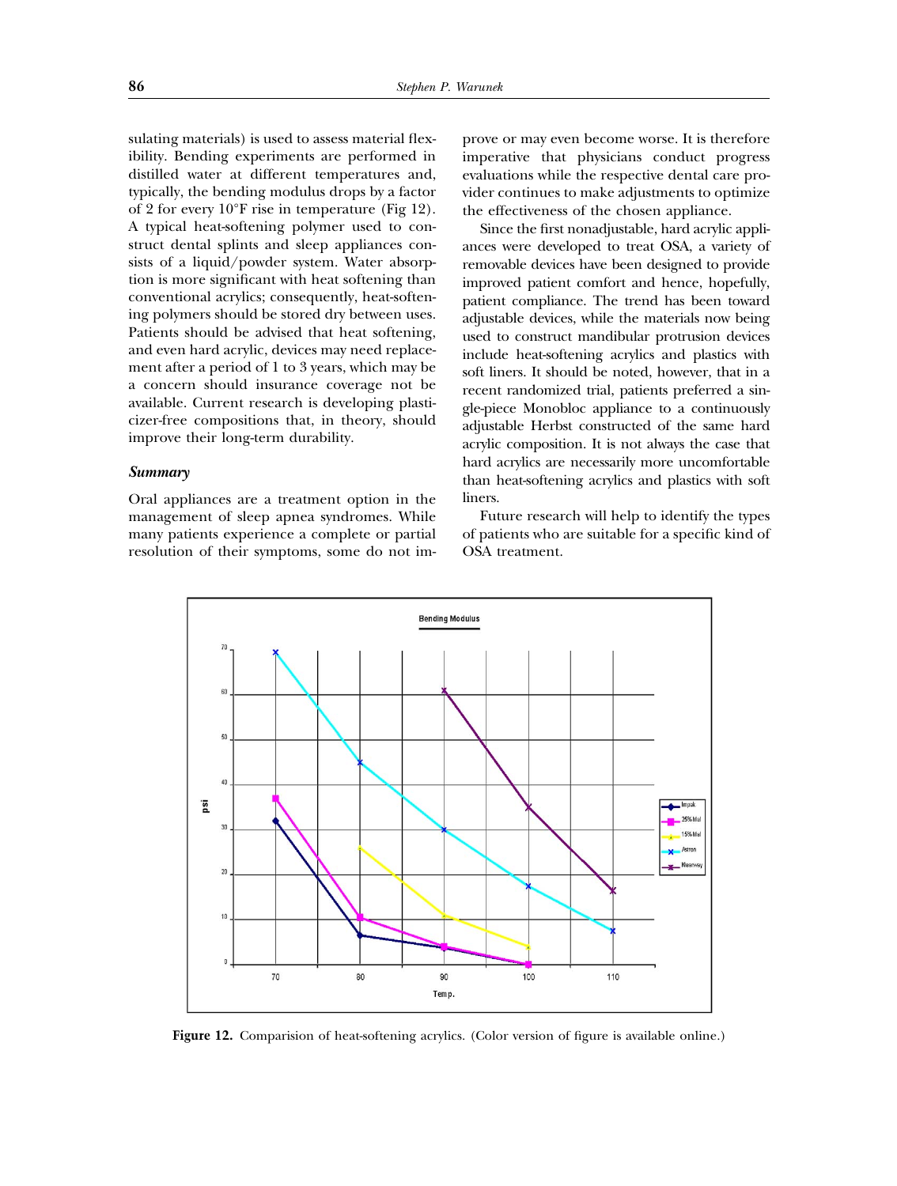sulating materials) is used to assess material flexibility. Bending experiments are performed in distilled water at different temperatures and, typically, the bending modulus drops by a factor of 2 for every 10°F rise in temperature (Fig 12). A typical heat-softening polymer used to construct dental splints and sleep appliances consists of a liquid/powder system. Water absorption is more significant with heat softening than conventional acrylics; consequently, heat-softening polymers should be stored dry between uses. Patients should be advised that heat softening, and even hard acrylic, devices may need replacement after a period of 1 to 3 years, which may be a concern should insurance coverage not be available. Current research is developing plasticizer-free compositions that, in theory, should improve their long-term durability.

### *Summary*

Oral appliances are a treatment option in the management of sleep apnea syndromes. While many patients experience a complete or partial resolution of their symptoms, some do not improve or may even become worse. It is therefore imperative that physicians conduct progress evaluations while the respective dental care provider continues to make adjustments to optimize the effectiveness of the chosen appliance.

Since the first nonadjustable, hard acrylic appliances were developed to treat OSA, a variety of removable devices have been designed to provide improved patient comfort and hence, hopefully, patient compliance. The trend has been toward adjustable devices, while the materials now being used to construct mandibular protrusion devices include heat-softening acrylics and plastics with soft liners. It should be noted, however, that in a recent randomized trial, patients preferred a single-piece Monobloc appliance to a continuously adjustable Herbst constructed of the same hard acrylic composition. It is not always the case that hard acrylics are necessarily more uncomfortable than heat-softening acrylics and plastics with soft liners.

Future research will help to identify the types of patients who are suitable for a specific kind of OSA treatment.

**Figure 12.** Comparision of heat-softening acrylics. (Color version of figure is available online.)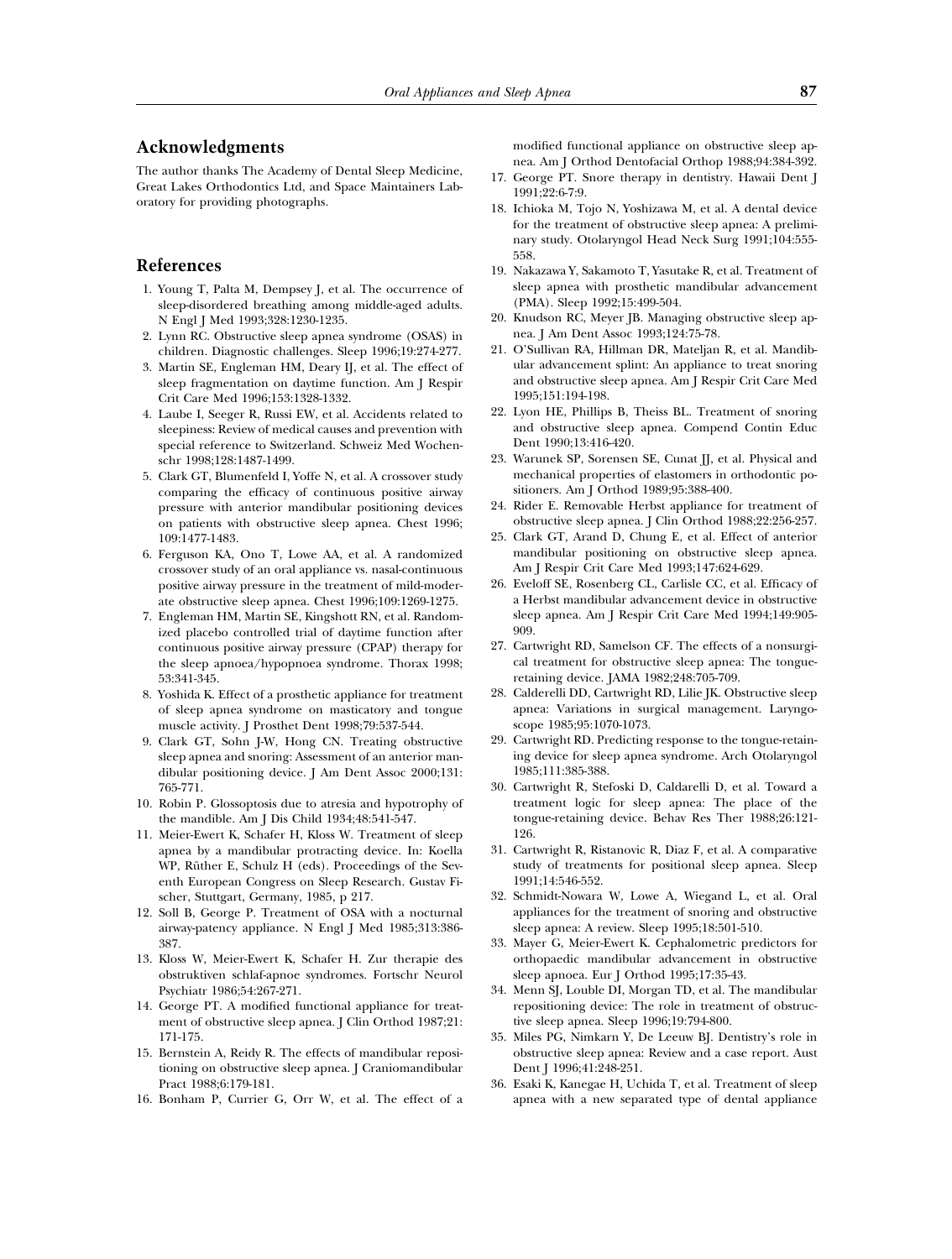## Acknowledgments

The author thanks The Academy of Dental Sleep Medicine, Great Lakes Orthodontics Ltd, and Space Maintainers Laboratory for providing photographs.

## References

1. Young T, Palta M, Dempsey J, et al. The occurrence of sleep-disordered breathing among middle-aged adults. N Engl J Med 1993;328:1230-1235.
2. Lynn RC. Obstructive sleep apnea syndrome (OSAS) in children. Diagnostic challenges. Sleep 1996;19:274-277.
3. Martin SE, Engleman HM, Deary IJ, et al. The effect of sleep fragmentation on daytime function. Am J Respir Crit Care Med 1996;153:1328-1332.
4. Laube I, Seeger R, Russi EW, et al. Accidents related to sleepiness: Review of medical causes and prevention with special reference to Switzerland. Schweiz Med Wochenschr 1998;128:1487-1499.
5. Clark GT, Blumenfeld I, Yoffe N, et al. A crossover study comparing the efficacy of continuous positive airway pressure with anterior mandibular positioning devices on patients with obstructive sleep apnea. Chest 1996; 109:1477-1483.
6. Ferguson KA, Ono T, Lowe AA, et al. A randomized crossover study of an oral appliance vs. nasal-continuous positive airway pressure in the treatment of mild-moderate obstructive sleep apnea. Chest 1996;109:1269-1275.
7. Engleman HM, Martin SE, Kingshott RN, et al. Randomized placebo controlled trial of daytime function after continuous positive airway pressure (CPAP) therapy for the sleep apnoea/hypopnoea syndrome. Thorax 1998; 53:341-345.
8. Yoshida K. Effect of a prosthetic appliance for treatment of sleep apnea syndrome on masticatory and tongue muscle activity. J Prosthet Dent 1998;79:537-544.
9. Clark GT, Sohn J-W, Hong CN. Treating obstructive sleep apnea and snoring: Assessment of an anterior mandibular positioning device. J Am Dent Assoc 2000;131: 765-771.
10. Robin P. Glossoptosis due to atresia and hypotrophy of the mandible. Am J Dis Child 1934;48:541-547.
11. Meier-Ewert K, Schafer H, Kloss W. Treatment of sleep apnea by a mandibular protracting device. In: Koella WP, Rüther E, Schulz H (eds). Proceedings of the Seventh European Congress on Sleep Research. Gustav Fischer, Stuttgart, Germany, 1985, p 217.
12. Soll B, George P. Treatment of OSA with a nocturnal airway-patency appliance. N Engl J Med 1985;313:386-387.
13. Kloss W, Meier-Ewert K, Schafer H. Zur therapie des obstruktiven schlaf-apnoe syndromes. Fortschr Neurol Psychiatr 1986;54:267-271.
14. George PT. A modified functional appliance for treatment of obstructive sleep apnea. J Clin Orthod 1987;21: 171-175.
15. Bernstein A, Reidy R. The effects of mandibular repositioning on obstructive sleep apnea. J Craniomandibular Pract 1988;6:179-181.
16. Bonham P, Currier G, Orr W, et al. The effect of a modified functional appliance on obstructive sleep apnea. Am J Orthod Dentofacial Orthop 1988;94:384-392.
17. George PT. Snore therapy in dentistry. Hawaii Dent J 1991;22:6-7:9.
18. Ichioka M, Tojo N, Yoshizawa M, et al. A dental device for the treatment of obstructive sleep apnea: A preliminary study. Otolaryngol Head Neck Surg 1991;104:555-558.
19. Nakazawa Y, Sakamoto T, Yasutake R, et al. Treatment of sleep apnea with prosthetic mandibular advancement (PMA). Sleep 1992;15:499-504.
20. Knudson RC, Meyer JB. Managing obstructive sleep apnea. J Am Dent Assoc 1993;124:75-78.
21. O'Sullivan RA, Hillman DR, Mateljan R, et al. Mandibular advancement splint: An appliance to treat snoring and obstructive sleep apnea. Am J Respir Crit Care Med 1995;151:194-198.
22. Lyon HE, Phillips B, Theiss BL. Treatment of snoring and obstructive sleep apnea. Compend Contin Educ Dent 1990;13:416-420.
23. Warunek SP, Sorensen SE, Cunat JJ, et al. Physical and mechanical properties of elastomers in orthodontic positioners. Am J Orthod 1989;95:388-400.
24. Rider E. Removable Herbst appliance for treatment of obstructive sleep apnea. J Clin Orthod 1988;22:256-257.
25. Clark GT, Arand D, Chung E, et al. Effect of anterior mandibular positioning on obstructive sleep apnea. Am J Respir Crit Care Med 1993;147:624-629.
26. Eveloff SE, Rosenberg CL, Carlisle CC, et al. Efficacy of a Herbst mandibular advancement device in obstructive sleep apnea. Am J Respir Crit Care Med 1994;149:905-909.
27. Cartwright RD, Samelson CF. The effects of a nonsurgical treatment for obstructive sleep apnea: The tongue-retaining device. JAMA 1982;248:705-709.
28. Calderelli DD, Cartwright RD, Lilie JK. Obstructive sleep apnea: Variations in surgical management. Laryngoscope 1985;95:1070-1073.
29. Cartwright RD. Predicting response to the tongue-retaining device for sleep apnea syndrome. Arch Otolaryngol 1985;111:385-388.
30. Cartwright R, Stefoski D, Caldarelli D, et al. Toward a treatment logic for sleep apnea: The place of the tongue-retaining device. Behav Res Ther 1988;26:121-126.
31. Cartwright R, Ristanovic R, Diaz F, et al. A comparative study of treatments for positional sleep apnea. Sleep 1991;14:546-552.
32. Schmidt-Nowara W, Lowe A, Wiegand L, et al. Oral appliances for the treatment of snoring and obstructive sleep apnea: A review. Sleep 1995;18:501-510.
33. Mayer G, Meier-Ewert K. Cephalometric predictors for orthopaedic mandibular advancement in obstructive sleep apnoea. Eur J Orthod 1995;17:35-43.
34. Menn SJ, Louble DI, Morgan TD, et al. The mandibular repositioning device: The role in treatment of obstructive sleep apnea. Sleep 1996;19:794-800.
35. Miles PG, Nimkarn Y, De Leeuw BJ. Dentistry's role in obstructive sleep apnea: Review and a case report. Aust Dent J 1996;41:248-251.
36. Esaki K, Kanegae H, Uchida T, et al. Treatment of sleep apnea with a new separated type of dental appliance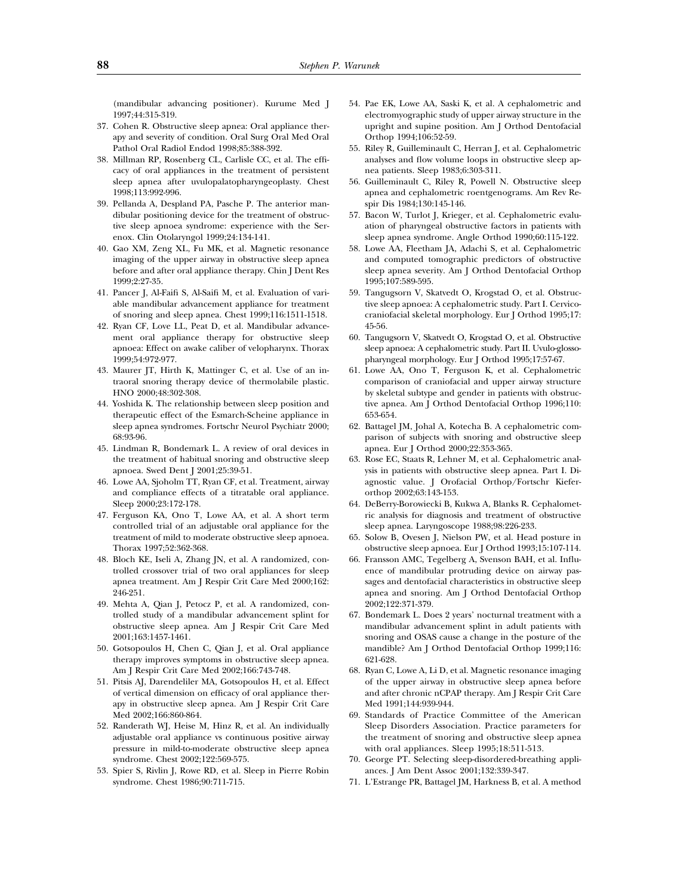(mandibular advancing positioner). Kurume Med J 1997;44:315-319.

37. Cohen R. Obstructive sleep apnea: Oral appliance therapy and severity of condition. Oral Surg Oral Med Oral Pathol Oral Radiol Endod 1998;85:388-392.
38. Millman RP, Rosenberg CL, Carlisle CC, et al. The efficacy of oral appliances in the treatment of persistent sleep apnea after uvulopalatopharyngeoplasty. Chest 1998;113:992-996.
39. Pellanda A, Despland PA, Pasche P. The anterior mandibular positioning device for the treatment of obstructive sleep apnoea syndrome: experience with the Serenox. Clin Otolaryngol 1999;24:134-141.
40. Gao XM, Zeng XL, Fu MK, et al. Magnetic resonance imaging of the upper airway in obstructive sleep apnea before and after oral appliance therapy. Chin J Dent Res 1999;2:27-35.
41. Pancer J, Al-Faifi S, Al-Saifi M, et al. Evaluation of variable mandibular advancement appliance for treatment of snoring and sleep apnea. Chest 1999;116:1511-1518.
42. Ryan CF, Love LL, Peat D, et al. Mandibular advancement oral appliance therapy for obstructive sleep apnoea: Effect on awake caliber of velopharynx. Thorax 1999;54:972-977.
43. Maurer JT, Hirth K, Mattinger C, et al. Use of an intraoral snoring therapy device of thermolabile plastic. HNO 2000;48:302-308.
44. Yoshida K. The relationship between sleep position and therapeutic effect of the Esmarch-Scheine appliance in sleep apnea syndromes. Fortschr Neurol Psychiatr 2000; 68:93-96.
45. Lindman R, Bondemark L. A review of oral devices in the treatment of habitual snoring and obstructive sleep apnoea. Swed Dent J 2001;25:39-51.
46. Lowe AA, Sjoholm TT, Ryan CF, et al. Treatment, airway and compliance effects of a titratable oral appliance. Sleep 2000;23:172-178.
47. Ferguson KA, Ono T, Lowe AA, et al. A short term controlled trial of an adjustable oral appliance for the treatment of mild to moderate obstructive sleep apnoea. Thorax 1997;52:362-368.
48. Bloch KE, Iseli A, Zhang JN, et al. A randomized, controlled crossover trial of two oral appliances for sleep apnea treatment. Am J Respir Crit Care Med 2000;162: 246-251.
49. Mehta A, Qian J, Petocz P, et al. A randomized, controlled study of a mandibular advancement splint for obstructive sleep apnea. Am J Respir Crit Care Med 2001;163:1457-1461.
50. Gotsopoulos H, Chen C, Qian J, et al. Oral appliance therapy improves symptoms in obstructive sleep apnea. Am J Respir Crit Care Med 2002;166:743-748.
51. Pitsis AJ, Darendeliler MA, Gotsopoulos H, et al. Effect of vertical dimension on efficacy of oral appliance therapy in obstructive sleep apnea. Am J Respir Crit Care Med 2002;166:860-864.
52. Randerath WJ, Heise M, Hinz R, et al. An individually adjustable oral appliance vs continuous positive airway pressure in mild-to-moderate obstructive sleep apnea syndrome. Chest 2002;122:569-575.
53. Spier S, Rivlin J, Rowe RD, et al. Sleep in Pierre Robin syndrome. Chest 1986;90:711-715.
54. Pae EK, Lowe AA, Saski K, et al. A cephalometric and electromyographic study of upper airway structure in the upright and supine position. Am J Orthod Dentofacial Orthop 1994;106:52-59.
55. Riley R, Guilleminault C, Herran J, et al. Cephalometric analyses and flow volume loops in obstructive sleep apnea patients. Sleep 1983;6:303-311.
56. Guilleminault C, Riley R, Powell N. Obstructive sleep apnea and cephalometric roentgenograms. Am Rev Respir Dis 1984;130:145-146.
57. Bacon W, Turlot J, Krieger, et al. Cephalometric evaluation of pharyngeal obstructive factors in patients with sleep apnea syndrome. Angle Orthod 1990;60:115-122.
58. Lowe AA, Fleetham JA, Adachi S, et al. Cephalometric and computed tomographic predictors of obstructive sleep apnea severity. Am J Orthod Dentofacial Orthop 1995;107:589-595.
59. Tangugsorn V, Skatvedt O, Krogstad O, et al. Obstructive sleep apnoea: A cephalometric study. Part I. Cervicocraniofacial skeletal morphology. Eur J Orthod 1995;17: 45-56.
60. Tangugsorn V, Skatvedt O, Krogstad O, et al. Obstructive sleep apnoea: A cephalometric study. Part II. Uvulo-glossopharyngeal morphology. Eur J Orthod 1995;17:57-67.
61. Lowe AA, Ono T, Ferguson K, et al. Cephalometric comparison of craniofacial and upper airway structure by skeletal subtype and gender in patients with obstructive apnea. Am J Orthod Dentofacial Orthop 1996;110: 653-654.
62. Battagel JM, Johal A, Kotecha B. A cephalometric comparison of subjects with snoring and obstructive sleep apnea. Eur J Orthod 2000;22:353-365.
63. Rose EC, Staats R, Lehner M, et al. Cephalometric analysis in patients with obstructive sleep apnea. Part I. Diagnostic value. J Orofacial Orthop/Fortschr Kieferorthop 2002;63:143-153.
64. DeBerry-Borowiecki B, Kukwa A, Blanks R. Cephalometric analysis for diagnosis and treatment of obstructive sleep apnea. Laryngoscope 1988;98:226-233.
65. Solow B, Ovesen J, Nielson PW, et al. Head posture in obstructive sleep apnoea. Eur J Orthod 1993;15:107-114.
66. Fransson AMC, Tegelberg A, Svenson BAH, et al. Influence of mandibular protruding device on airway passages and dentofacial characteristics in obstructive sleep apnea and snoring. Am J Orthod Dentofacial Orthop 2002;122:371-379.
67. Bondemark L. Does 2 years' nocturnal treatment with a mandibular advancement splint in adult patients with snoring and OSAS cause a change in the posture of the mandible? Am J Orthod Dentofacial Orthop 1999;116: 621-628.
68. Ryan C, Lowe A, Li D, et al. Magnetic resonance imaging of the upper airway in obstructive sleep apnea before and after chronic nCPAP therapy. Am J Respir Crit Care Med 1991;144:939-944.
69. Standards of Practice Committee of the American Sleep Disorders Association. Practice parameters for the treatment of snoring and obstructive sleep apnea with oral appliances. Sleep 1995;18:511-513.
70. George PT. Selecting sleep-disordered-breathing appliances. J Am Dent Assoc 2001;132:339-347.
71. L'Estrange PR, Battagel JM, Harkness B, et al. A method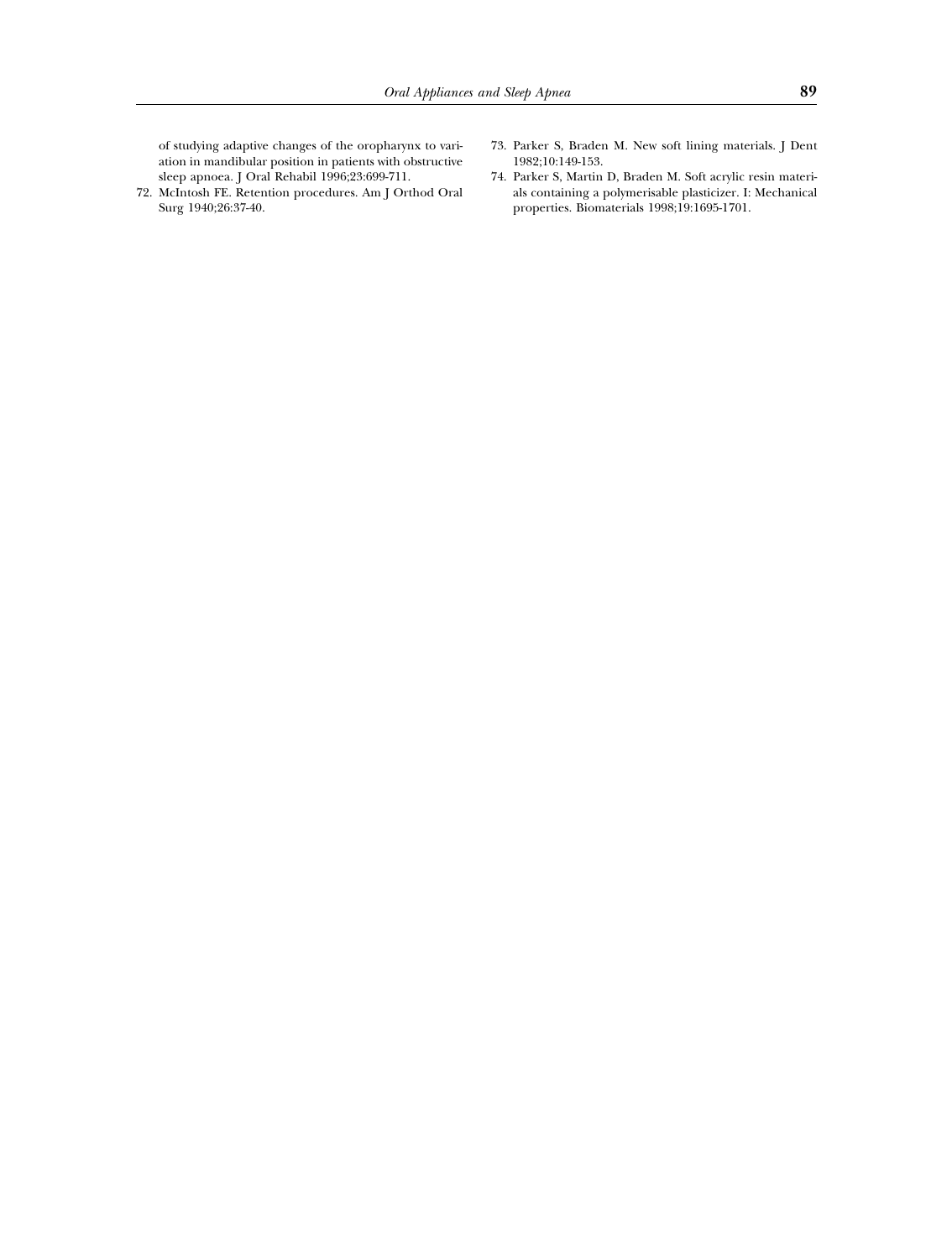of studying adaptive changes of the oropharynx to variation in mandibular position in patients with obstructive sleep apnoea. J Oral Rehabil 1996;23:699-711.

72. McIntosh FE. Retention procedures. Am J Orthod Oral Surg 1940;26:37-40.
73. Parker S, Braden M. New soft lining materials. J Dent 1982;10:149-153.
74. Parker S, Martin D, Braden M. Soft acrylic resin materials containing a polymerisable plasticizer. I: Mechanical properties. Biomaterials 1998;19:1695-1701.